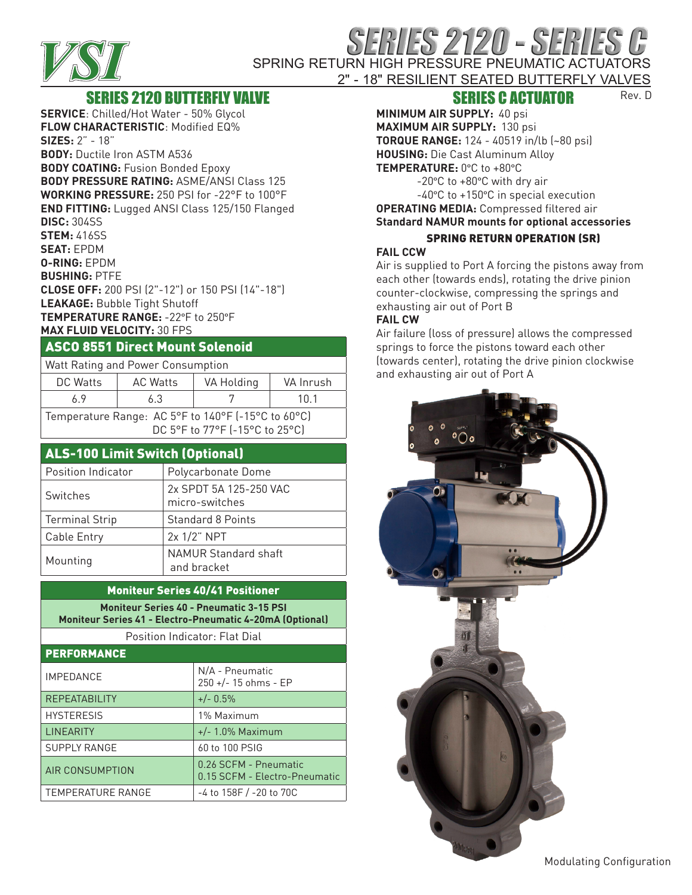# SERIES 2120 - SERIES C

SPRING RETURN HIGH PRESSURE PNEUMATIC ACTUATORS

2" - 18" RESILIENT SEATED BUTTERFLY VALVES

Rev. D

## SERIES 2120 BUTTERFLY VALVE

**SERVICE**: Chilled/Hot Water - 50% Glycol
**FLOW CHARACTERISTIC**: Modified EQ%
**SIZES:** 2" - 18"
**BODY:** Ductile Iron ASTM A536
**BODY COATING:** Fusion Bonded Epoxy
**BODY PRESSURE RATING:** ASME/ANSI Class 125
**WORKING PRESSURE:** 250 PSI for -22°F to 100°F
**END FITTING:** Lugged ANSI Class 125/150 Flanged
**DISC:** 304SS
**STEM:** 416SS
**SEAT:** EPDM
**O-RING:** EPDM
**BUSHING:** PTFE
**CLOSE OFF:** 200 PSI (2"-12") or 150 PSI (14"-18")
**LEAKAGE:** Bubble Tight Shutoff
**TEMPERATURE RANGE:** -22°F to 250°F
**MAX FLUID VELOCITY:** 30 FPS

### ASCO 8551 Direct Mount Solenoid

| Watt Rating and Power Consumption | | | |
|---|---|---|---|
| DC Watts | AC Watts | VA Holding | VA Inrush |
| 6.9 | 6.3 | 7 | 10.1 |
| Temperature Range: AC 5°F to 140°F (-15°C to 60°C) DC 5°F to 77°F (-15°C to 25°C) | | | |

### ALS-100 Limit Switch (Optional)

| | |
|---|---|
| Position Indicator | Polycarbonate Dome |
| Switches | 2x SPDT 5A 125-250 VAC micro-switches |
| Terminal Strip | Standard 8 Points |
| Cable Entry | 2x 1/2" NPT |
| Mounting | NAMUR Standard shaft and bracket |

### Moniteur Series 40/41 Positioner

**Moniteur Series 40 - Pneumatic 3-15 PSI**
**Moniteur Series 41 - Electro-Pneumatic 4-20mA (Optional)**

Position Indicator: Flat Dial

| PERFORMANCE | |
|---|---|
| IMPEDANCE | N/A - Pneumatic 250 +/- 15 ohms - EP |
| REPEATABILITY | +/- 0.5% |
| HYSTERESIS | 1% Maximum |
| LINEARITY | +/- 1.0% Maximum |
| SUPPLY RANGE | 60 to 100 PSIG |
| AIR CONSUMPTION | 0.26 SCFM - Pneumatic 0.15 SCFM - Electro-Pneumatic |
| TEMPERATURE RANGE | -4 to 158F / -20 to 70C |

## SERIES C ACTUATOR

**MINIMUM AIR SUPPLY:** 40 psi
**MAXIMUM AIR SUPPLY:** 130 psi
**TORQUE RANGE:** 124 - 40519 in/lb (~80 psi)
**HOUSING:** Die Cast Aluminum Alloy
**TEMPERATURE:** 0°C to +80°C
-20°C to +80°C with dry air
-40°C to +150°C in special execution
**OPERATING MEDIA:** Compressed filtered air
**Standard NAMUR mounts for optional accessories**

### SPRING RETURN OPERATION (SR)

**FAIL CCW**

Air is supplied to Port A forcing the pistons away from each other (towards ends), rotating the drive pinion counter-clockwise, compressing the springs and exhausting air out of Port B

**FAIL CW**

Air failure (loss of pressure) allows the compressed springs to force the pistons toward each other (towards center), rotating the drive pinion clockwise and exhausting air out of Port A

Modulating Configuration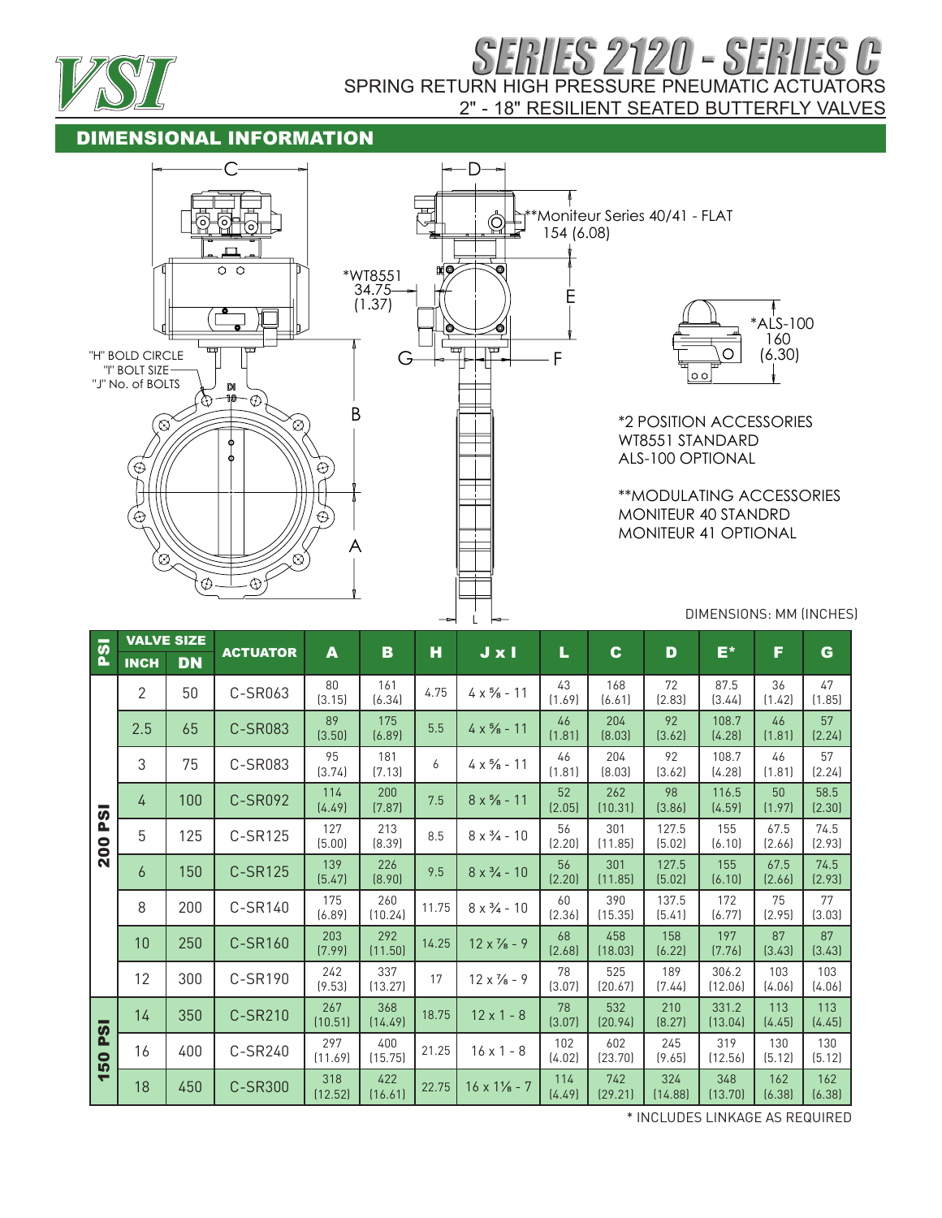# SERIES 2120 - SERIES C

SPRING RETURN HIGH PRESSURE PNEUMATIC ACTUATORS

2" - 18" RESILIENT SEATED BUTTERFLY VALVES

## DIMENSIONAL INFORMATION

C

D

**Moniteur Series 40/41 - FLAT
154 (6.08)

*WT8551
34.75
(1.37)

E

"H" BOLD CIRCLE
"I" BOLT SIZE
"J" No. of BOLTS

G

F

B

A

L

*ALS-100
160
(6.30)

*2 POSITION ACCESSORIES
WT8551 STANDARD
ALS-100 OPTIONAL

**MODULATING ACCESSORIES
MONITEUR 40 STANDRD
MONITEUR 41 OPTIONAL

DIMENSIONS: MM (INCHES)

| PSI | VALVE SIZE INCH | VALVE SIZE DN | ACTUATOR | A | B | H | J x I | L | C | D | E* | F | G |
|---|---|---|---|---|---|---|---|---|---|---|---|---|---|
| 200 PSI | 2 | 50 | C-SR063 | 80 (3.15) | 161 (6.34) | 4.75 | 4 x ⅝ - 11 | 43 (1.69) | 168 (6.61) | 72 (2.83) | 87.5 (3.44) | 36 (1.42) | 47 (1.85) |
| | 2.5 | 65 | C-SR083 | 89 (3.50) | 175 (6.89) | 5.5 | 4 x ⅝ - 11 | 46 (1.81) | 204 (8.03) | 92 (3.62) | 108.7 (4.28) | 46 (1.81) | 57 (2.24) |
| | 3 | 75 | C-SR083 | 95 (3.74) | 181 (7.13) | 6 | 4 x ⅝ - 11 | 46 (1.81) | 204 (8.03) | 92 (3.62) | 108.7 (4.28) | 46 (1.81) | 57 (2.24) |
| | 4 | 100 | C-SR092 | 114 (4.49) | 200 (7.87) | 7.5 | 8 x ⅝ - 11 | 52 (2.05) | 262 (10.31) | 98 (3.86) | 116.5 (4.59) | 50 (1.97) | 58.5 (2.30) |
| | 5 | 125 | C-SR125 | 127 (5.00) | 213 (8.39) | 8.5 | 8 x ¾ - 10 | 56 (2.20) | 301 (11.85) | 127.5 (5.02) | 155 (6.10) | 67.5 (2.66) | 74.5 (2.93) |
| | 6 | 150 | C-SR125 | 139 (5.47) | 226 (8.90) | 9.5 | 8 x ¾ - 10 | 56 (2.20) | 301 (11.85) | 127.5 (5.02) | 155 (6.10) | 67.5 (2.66) | 74.5 (2.93) |
| | 8 | 200 | C-SR140 | 175 (6.89) | 260 (10.24) | 11.75 | 8 x ¾ - 10 | 60 (2.36) | 390 (15.35) | 137.5 (5.41) | 172 (6.77) | 75 (2.95) | 77 (3.03) |
| | 10 | 250 | C-SR160 | 203 (7.99) | 292 (11.50) | 14.25 | 12 x ⅞ - 9 | 68 (2.68) | 458 (18.03) | 158 (6.22) | 197 (7.76) | 87 (3.43) | 87 (3.43) |
| | 12 | 300 | C-SR190 | 242 (9.53) | 337 (13.27) | 17 | 12 x ⅞ - 9 | 78 (3.07) | 525 (20.67) | 189 (7.44) | 306.2 (12.06) | 103 (4.06) | 103 (4.06) |
| 150 PSI | 14 | 350 | C-SR210 | 267 (10.51) | 368 (14.49) | 18.75 | 12 x 1 - 8 | 78 (3.07) | 532 (20.94) | 210 (8.27) | 331.2 (13.04) | 113 (4.45) | 113 (4.45) |
| | 16 | 400 | C-SR240 | 297 (11.69) | 400 (15.75) | 21.25 | 16 x 1 - 8 | 102 (4.02) | 602 (23.70) | 245 (9.65) | 319 (12.56) | 130 (5.12) | 130 (5.12) |
| | 18 | 450 | C-SR300 | 318 (12.52) | 422 (16.61) | 22.75 | 16 x 1⅛ - 7 | 114 (4.49) | 742 (29.21) | 324 (14.88) | 348 (13.70) | 162 (6.38) | 162 (6.38) |

\* INCLUDES LINKAGE AS REQUIRED